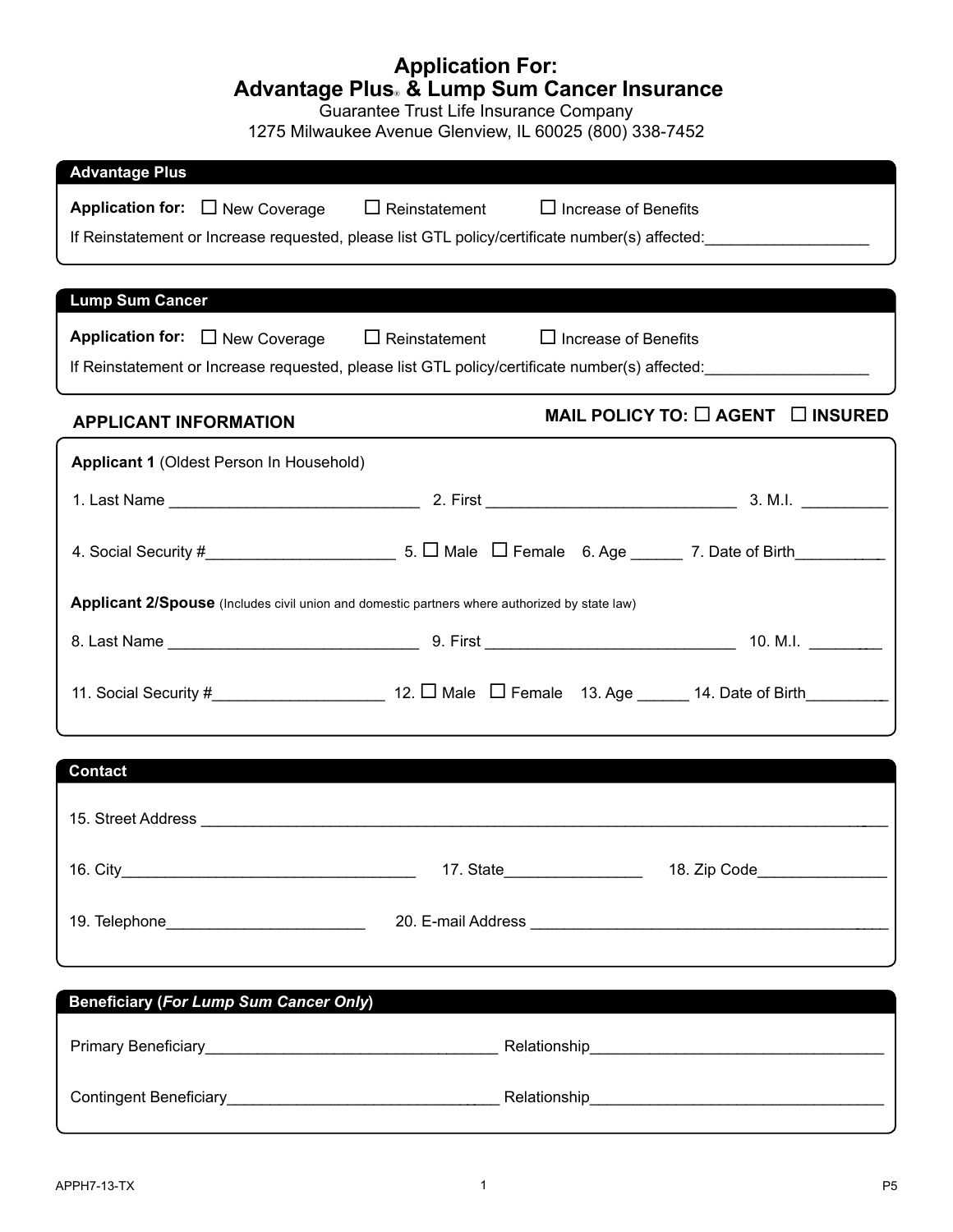# Application For:
# Advantage Plus® & Lump Sum Cancer Insurance

Guarantee Trust Life Insurance Company
1275 Milwaukee Avenue Glenview, IL 60025 (800) 338-7452

## Advantage Plus

**Application for:** ☐ New Coverage ☐ Reinstatement ☐ Increase of Benefits

If Reinstatement or Increase requested, please list GTL policy/certificate number(s) affected:___________________

## Lump Sum Cancer

**Application for:** ☐ New Coverage ☐ Reinstatement ☐ Increase of Benefits

If Reinstatement or Increase requested, please list GTL policy/certificate number(s) affected:___________________

## APPLICANT INFORMATION

**MAIL POLICY TO:** ☐ **AGENT** ☐ **INSURED**

**Applicant 1** (Oldest Person In Household)

1. Last Name _____________________________ 2. First _____________________________ 3. M.I. _________

4. Social Security #_____________________ 5. ☐ Male ☐ Female 6. Age ______ 7. Date of Birth__________

**Applicant 2/Spouse** (Includes civil union and domestic partners where authorized by state law)

8. Last Name _____________________________ 9. First _____________________________ 10. M.I. ________

11. Social Security #___________________ 12. ☐ Male ☐ Female 13. Age ______ 14. Date of Birth_________

## Contact

15. Street Address ______________________________________________________________________________

16. City__________________________________ 17. State________________ 18. Zip Code_______________

19. Telephone______________________ 20. E-mail Address __________________________________________

## Beneficiary (*For Lump Sum Cancer Only*)

Primary Beneficiary__________________________________ Relationship__________________________________

Contingent Beneficiary_______________________________ Relationship__________________________________

APPH7-13-TX P5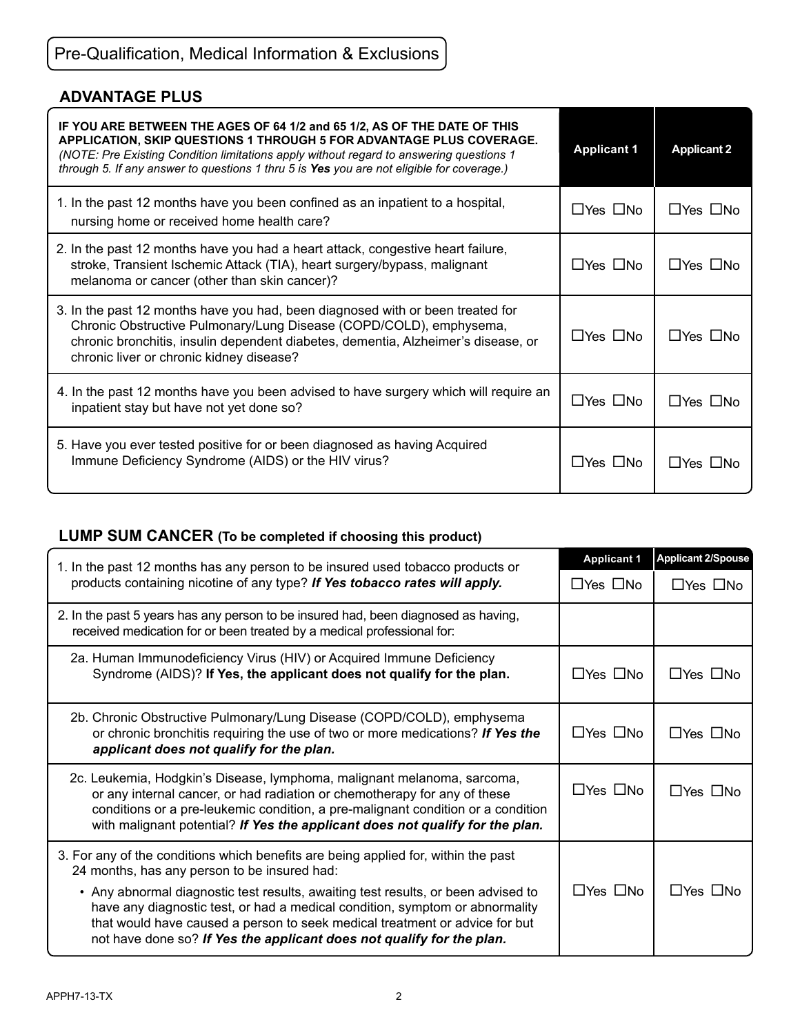## Pre-Qualification, Medical Information & Exclusions

### ADVANTAGE PLUS

| **IF YOU ARE BETWEEN THE AGES OF 64 1/2 and 65 1/2, AS OF THE DATE OF THIS APPLICATION, SKIP QUESTIONS 1 THROUGH 5 FOR ADVANTAGE PLUS COVERAGE.** *(NOTE: Pre Existing Condition limitations apply without regard to answering questions 1 through 5. If any answer to questions 1 thru 5 is **Yes** you are not eligible for coverage.)* | **Applicant 1** | **Applicant 2** |
|---|---|---|
| 1. In the past 12 months have you been confined as an inpatient to a hospital, nursing home or received home health care? | ☐Yes ☐No | ☐Yes ☐No |
| 2. In the past 12 months have you had a heart attack, congestive heart failure, stroke, Transient Ischemic Attack (TIA), heart surgery/bypass, malignant melanoma or cancer (other than skin cancer)? | ☐Yes ☐No | ☐Yes ☐No |
| 3. In the past 12 months have you had, been diagnosed with or been treated for Chronic Obstructive Pulmonary/Lung Disease (COPD/COLD), emphysema, chronic bronchitis, insulin dependent diabetes, dementia, Alzheimer's disease, or chronic liver or chronic kidney disease? | ☐Yes ☐No | ☐Yes ☐No |
| 4. In the past 12 months have you been advised to have surgery which will require an inpatient stay but have not yet done so? | ☐Yes ☐No | ☐Yes ☐No |
| 5. Have you ever tested positive for or been diagnosed as having Acquired Immune Deficiency Syndrome (AIDS) or the HIV virus? | ☐Yes ☐No | ☐Yes ☐No |

### LUMP SUM CANCER (To be completed if choosing this product)

| | **Applicant 1** | **Applicant 2/Spouse** |
|---|---|---|
| 1. In the past 12 months has any person to be insured used tobacco products or products containing nicotine of any type? ***If Yes tobacco rates will apply.*** | ☐Yes ☐No | ☐Yes ☐No |
| 2. In the past 5 years has any person to be insured had, been diagnosed as having, received medication for or been treated by a medical professional for: | | |
| 2a. Human Immunodeficiency Virus (HIV) or Acquired Immune Deficiency Syndrome (AIDS)? **If Yes, the applicant does not qualify for the plan.** | ☐Yes ☐No | ☐Yes ☐No |
| 2b. Chronic Obstructive Pulmonary/Lung Disease (COPD/COLD), emphysema or chronic bronchitis requiring the use of two or more medications? ***If Yes the applicant does not qualify for the plan.*** | ☐Yes ☐No | ☐Yes ☐No |
| 2c. Leukemia, Hodgkin's Disease, lymphoma, malignant melanoma, sarcoma, or any internal cancer, or had radiation or chemotherapy for any of these conditions or a pre-leukemic condition, a pre-malignant condition or a condition with malignant potential? ***If Yes the applicant does not qualify for the plan.*** | ☐Yes ☐No | ☐Yes ☐No |
| 3. For any of the conditions which benefits are being applied for, within the past 24 months, has any person to be insured had: • Any abnormal diagnostic test results, awaiting test results, or been advised to have any diagnostic test, or had a medical condition, symptom or abnormality that would have caused a person to seek medical treatment or advice for but not have done so? ***If Yes the applicant does not qualify for the plan.*** | ☐Yes ☐No | ☐Yes ☐No |

APPH7-13-TX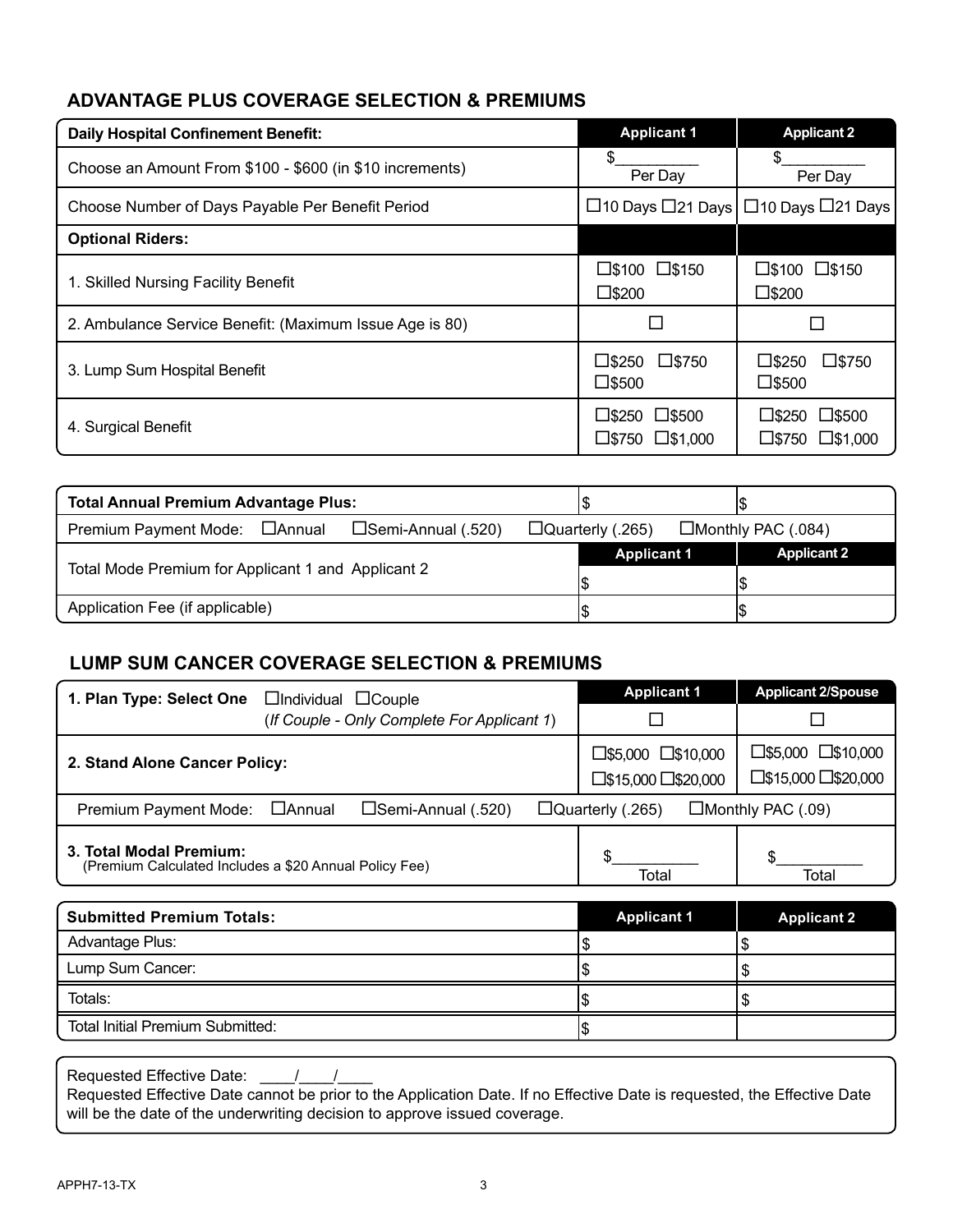## ADVANTAGE PLUS COVERAGE SELECTION & PREMIUMS

| Daily Hospital Confinement Benefit: | Applicant 1 | Applicant 2 |
|---|---|---|
| Choose an Amount From $100 - $600 (in $10 increments) | $__________ Per Day | $__________ Per Day |
| Choose Number of Days Payable Per Benefit Period | ☐10 Days ☐21 Days | ☐10 Days ☐21 Days |
| **Optional Riders:** | | |
| 1. Skilled Nursing Facility Benefit | ☐$100 ☐$150 ☐$200 | ☐$100 ☐$150 ☐$200 |
| 2. Ambulance Service Benefit: (Maximum Issue Age is 80) | ☐ | ☐ |
| 3. Lump Sum Hospital Benefit | ☐$250 ☐$750 ☐$500 | ☐$250 ☐$750 ☐$500 |
| 4. Surgical Benefit | ☐$250 ☐$500 ☐$750 ☐$1,000 | ☐$250 ☐$500 ☐$750 ☐$1,000 |

| Total Annual Premium Advantage Plus: | $ | $ |
|---|---|---|
| Premium Payment Mode: ☐Annual ☐Semi-Annual (.520) ☐Quarterly (.265) ☐Monthly PAC (.084) | | |
| Total Mode Premium for Applicant 1 and Applicant 2 | **Applicant 1** $ | **Applicant 2** $ |
| Application Fee (if applicable) | $ | $ |

## LUMP SUM CANCER COVERAGE SELECTION & PREMIUMS

| 1. Plan Type: Select One ☐Individual ☐Couple (*If Couple - Only Complete For Applicant 1*) | Applicant 1 | Applicant 2/Spouse |
|---|---|---|
| | ☐ | ☐ |
| **2. Stand Alone Cancer Policy:** | ☐$5,000 ☐$10,000 ☐$15,000 ☐$20,000 | ☐$5,000 ☐$10,000 ☐$15,000 ☐$20,000 |
| Premium Payment Mode: ☐Annual ☐Semi-Annual (.520) ☐Quarterly (.265) ☐Monthly PAC (.09) | | |
| **3. Total Modal Premium:** (Premium Calculated Includes a $20 Annual Policy Fee) | $__________ Total | $__________ Total |

| Submitted Premium Totals: | Applicant 1 | Applicant 2 |
|---|---|---|
| Advantage Plus: | $ | $ |
| Lump Sum Cancer: | $ | $ |
| Totals: | $ | $ |
| Total Initial Premium Submitted: | $ | |

Requested Effective Date: ____/____/____

Requested Effective Date cannot be prior to the Application Date. If no Effective Date is requested, the Effective Date will be the date of the underwriting decision to approve issued coverage.

APPH7-13-TX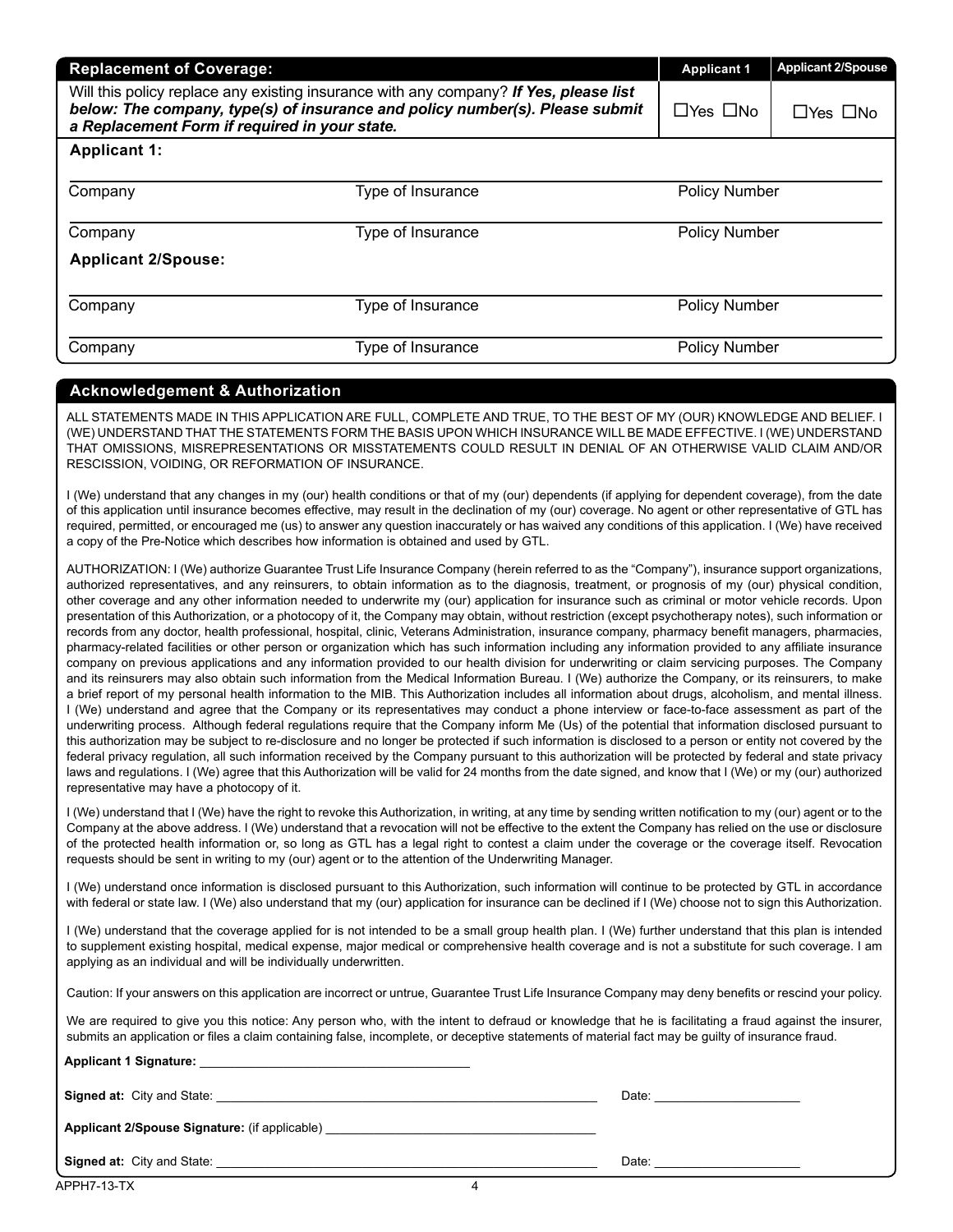## Replacement of Coverage:

| Replacement of Coverage: | Applicant 1 | Applicant 2/Spouse |
|---|---|---|
| Will this policy replace any existing insurance with any company? ***If Yes, please list below: The company, type(s) of insurance and policy number(s). Please submit a Replacement Form if required in your state.*** | ☐Yes ☐No | ☐Yes ☐No |

**Applicant 1:**

| Company | Type of Insurance | Policy Number |
|---|---|---|
| Company | Type of Insurance | Policy Number |

**Applicant 2/Spouse:**

| Company | Type of Insurance | Policy Number |
|---|---|---|
| Company | Type of Insurance | Policy Number |

## Acknowledgement & Authorization

ALL STATEMENTS MADE IN THIS APPLICATION ARE FULL, COMPLETE AND TRUE, TO THE BEST OF MY (OUR) KNOWLEDGE AND BELIEF. I (WE) UNDERSTAND THAT THE STATEMENTS FORM THE BASIS UPON WHICH INSURANCE WILL BE MADE EFFECTIVE. I (WE) UNDERSTAND THAT OMISSIONS, MISREPRESENTATIONS OR MISSTATEMENTS COULD RESULT IN DENIAL OF AN OTHERWISE VALID CLAIM AND/OR RESCISSION, VOIDING, OR REFORMATION OF INSURANCE.

I (We) understand that any changes in my (our) health conditions or that of my (our) dependents (if applying for dependent coverage), from the date of this application until insurance becomes effective, may result in the declination of my (our) coverage. No agent or other representative of GTL has required, permitted, or encouraged me (us) to answer any question inaccurately or has waived any conditions of this application. I (We) have received a copy of the Pre-Notice which describes how information is obtained and used by GTL.

AUTHORIZATION: I (We) authorize Guarantee Trust Life Insurance Company (herein referred to as the "Company"), insurance support organizations, authorized representatives, and any reinsurers, to obtain information as to the diagnosis, treatment, or prognosis of my (our) physical condition, other coverage and any other information needed to underwrite my (our) application for insurance such as criminal or motor vehicle records. Upon presentation of this Authorization, or a photocopy of it, the Company may obtain, without restriction (except psychotherapy notes), such information or records from any doctor, health professional, hospital, clinic, Veterans Administration, insurance company, pharmacy benefit managers, pharmacies, pharmacy-related facilities or other person or organization which has such information including any information provided to any affiliate insurance company on previous applications and any information provided to our health division for underwriting or claim servicing purposes. The Company and its reinsurers may also obtain such information from the Medical Information Bureau. I (We) authorize the Company, or its reinsurers, to make a brief report of my personal health information to the MIB. This Authorization includes all information about drugs, alcoholism, and mental illness. I (We) understand and agree that the Company or its representatives may conduct a phone interview or face-to-face assessment as part of the underwriting process. Although federal regulations require that the Company inform Me (Us) of the potential that information disclosed pursuant to this authorization may be subject to re-disclosure and no longer be protected if such information is disclosed to a person or entity not covered by the federal privacy regulation, all such information received by the Company pursuant to this authorization will be protected by federal and state privacy laws and regulations. I (We) agree that this Authorization will be valid for 24 months from the date signed, and know that I (We) or my (our) authorized representative may have a photocopy of it.

I (We) understand that I (We) have the right to revoke this Authorization, in writing, at any time by sending written notification to my (our) agent or to the Company at the above address. I (We) understand that a revocation will not be effective to the extent the Company has relied on the use or disclosure of the protected health information or, so long as GTL has a legal right to contest a claim under the coverage or the coverage itself. Revocation requests should be sent in writing to my (our) agent or to the attention of the Underwriting Manager.

I (We) understand once information is disclosed pursuant to this Authorization, such information will continue to be protected by GTL in accordance with federal or state law. I (We) also understand that my (our) application for insurance can be declined if I (We) choose not to sign this Authorization.

I (We) understand that the coverage applied for is not intended to be a small group health plan. I (We) further understand that this plan is intended to supplement existing hospital, medical expense, major medical or comprehensive health coverage and is not a substitute for such coverage. I am applying as an individual and will be individually underwritten.

Caution: If your answers on this application are incorrect or untrue, Guarantee Trust Life Insurance Company may deny benefits or rescind your policy.

We are required to give you this notice: Any person who, with the intent to defraud or knowledge that he is facilitating a fraud against the insurer, submits an application or files a claim containing false, incomplete, or deceptive statements of material fact may be guilty of insurance fraud.

**Applicant 1 Signature:** ______________________________

**Signed at:** City and State: ______________________________ Date: ____________________

**Applicant 2/Spouse Signature:** (if applicable) ______________________________

**Signed at:** City and State: ______________________________ Date: ____________________

APPH7-13-TX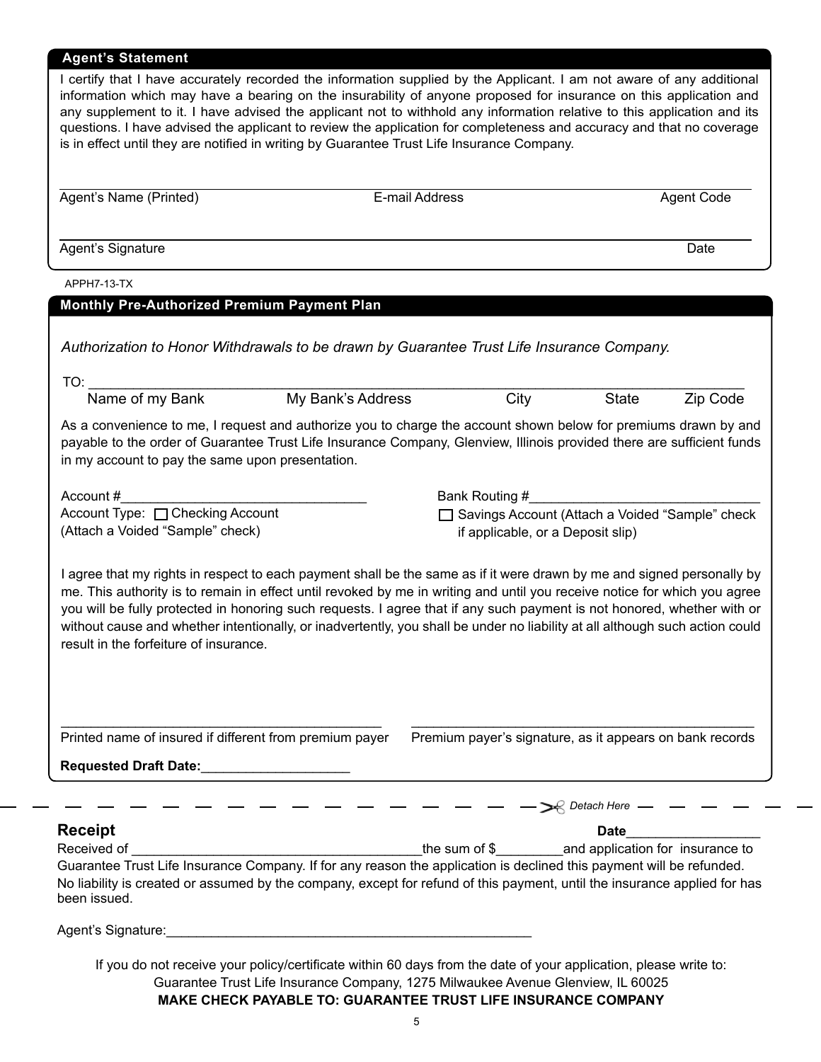## Agent's Statement

I certify that I have accurately recorded the information supplied by the Applicant. I am not aware of any additional information which may have a bearing on the insurability of anyone proposed for insurance on this application and any supplement to it. I have advised the applicant not to withhold any information relative to this application and its questions. I have advised the applicant to review the application for completeness and accuracy and that no coverage is in effect until they are notified in writing by Guarantee Trust Life Insurance Company.

\_\_\_\_\_\_\_\_\_\_\_\_\_\_\_\_\_\_\_\_\_\_\_\_\_\_\_\_\_\_\_\_\_\_\_\_\_\_\_\_\_\_\_\_\_\_\_\_\_\_\_\_\_\_\_\_\_\_\_\_\_\_\_\_\_\_\_\_\_\_

Agent's Name (Printed) E-mail Address Agent Code

\_\_\_\_\_\_\_\_\_\_\_\_\_\_\_\_\_\_\_\_\_\_\_\_\_\_\_\_\_\_\_\_\_\_\_\_\_\_\_\_\_\_\_\_\_\_\_\_\_\_\_\_\_\_\_\_\_\_\_\_\_\_\_\_\_\_\_\_\_\_

Agent's Signature Date

APPH7-13-TX

## Monthly Pre-Authorized Premium Payment Plan

*Authorization to Honor Withdrawals to be drawn by Guarantee Trust Life Insurance Company.*

TO: \_\_\_\_\_\_\_\_\_\_\_\_\_\_\_\_\_\_\_\_\_\_\_\_\_\_\_\_\_\_\_\_\_\_\_\_\_\_\_\_\_\_\_\_\_\_\_\_\_\_\_\_\_\_\_\_\_\_\_\_\_\_\_\_\_\_\_\_\_\_

Name of my Bank My Bank's Address City State Zip Code

As a convenience to me, I request and authorize you to charge the account shown below for premiums drawn by and payable to the order of Guarantee Trust Life Insurance Company, Glenview, Illinois provided there are sufficient funds in my account to pay the same upon presentation.

Account #\_\_\_\_\_\_\_\_\_\_\_\_\_\_\_\_\_\_\_\_\_\_\_\_\_\_\_\_\_\_\_\_ Bank Routing #\_\_\_\_\_\_\_\_\_\_\_\_\_\_\_\_\_\_\_\_\_\_\_\_\_\_\_\_\_\_

Account Type: ☐ Checking Account (Attach a Voided "Sample" check)

☐ Savings Account (Attach a Voided "Sample" check if applicable, or a Deposit slip)

I agree that my rights in respect to each payment shall be the same as if it were drawn by me and signed personally by me. This authority is to remain in effect until revoked by me in writing and until you receive notice for which you agree you will be fully protected in honoring such requests. I agree that if any such payment is not honored, whether with or without cause and whether intentionally, or inadvertently, you shall be under no liability at all although such action could result in the forfeiture of insurance.

\_\_\_\_\_\_\_\_\_\_\_\_\_\_\_\_\_\_\_\_\_\_\_\_\_\_\_\_\_\_\_\_\_\_\_\_\_\_ \_\_\_\_\_\_\_\_\_\_\_\_\_\_\_\_\_\_\_\_\_\_\_\_\_\_\_\_\_\_\_\_\_\_\_\_\_\_

Printed name of insured if different from premium payer Premium payer's signature, as it appears on bank records

**Requested Draft Date:**\_\_\_\_\_\_\_\_\_\_\_\_\_\_\_\_\_\_\_\_

*Detach Here*

**Receipt** **Date**\_\_\_\_\_\_\_\_\_\_\_\_\_\_\_\_\_\_

Received of \_\_\_\_\_\_\_\_\_\_\_\_\_\_\_\_\_\_\_\_\_\_\_\_\_\_\_\_\_\_\_\_\_\_\_\_\_\_\_the sum of $\_\_\_\_\_\_\_\_\_and application for insurance to Guarantee Trust Life Insurance Company. If for any reason the application is declined this payment will be refunded. No liability is created or assumed by the company, except for refund of this payment, until the insurance applied for has been issued.

Agent's Signature:\_\_\_\_\_\_\_\_\_\_\_\_\_\_\_\_\_\_\_\_\_\_\_\_\_\_\_\_\_\_\_\_\_\_\_\_\_\_\_\_\_\_\_\_\_\_\_\_\_\_

If you do not receive your policy/certificate within 60 days from the date of your application, please write to: Guarantee Trust Life Insurance Company, 1275 Milwaukee Avenue Glenview, IL 60025

**MAKE CHECK PAYABLE TO: GUARANTEE TRUST LIFE INSURANCE COMPANY**